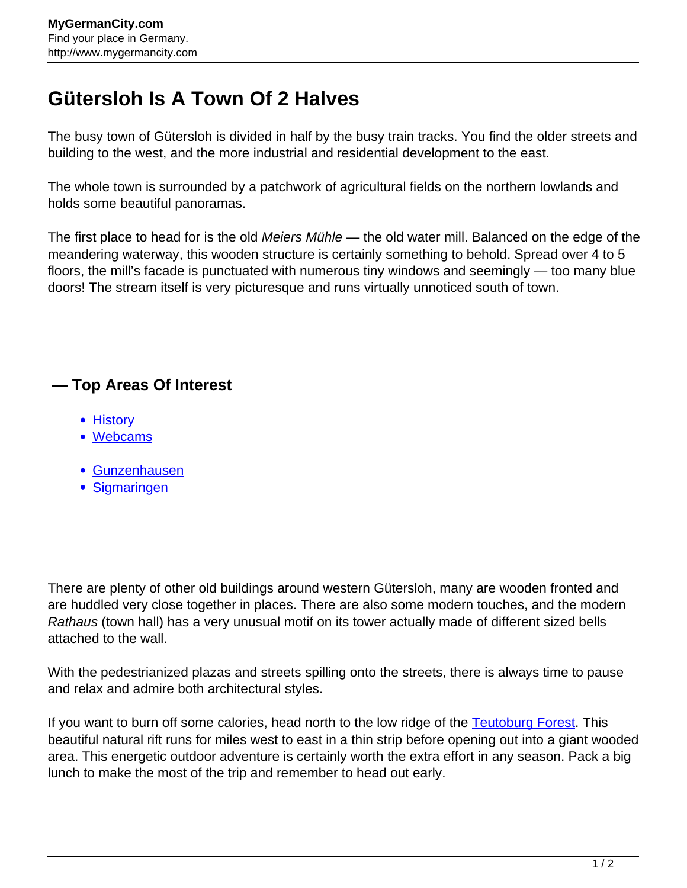# Gütersloh Is A Town Of 2 Halves

The busy town of Gütersloh is divided in half by the busy train tracks. You find the older streets and building to the west, and the more industrial and residential development to the east.

The whole town is surrounded by a patchwork of agricultural fields on the northern lowlands and holds some beautiful panoramas.

The first place to head for is the old *Meiers Mühle* — the old water mill. Balanced on the edge of the meandering waterway, this wooden structure is certainly something to behold. Spread over 4 to 5 floors, the mill's facade is punctuated with numerous tiny windows and seemingly — too many blue doors! The stream itself is very picturesque and runs virtually unnoticed south of town.

## — Top Areas Of Interest

- History
- Webcams

- Gunzenhausen
- Sigmaringen

There are plenty of other old buildings around western Gütersloh, many are wooden fronted and are huddled very close together in places. There are also some modern touches, and the modern *Rathaus* (town hall) has a very unusual motif on its tower actually made of different sized bells attached to the wall.

With the pedestrianized plazas and streets spilling onto the streets, there is always time to pause and relax and admire both architectural styles.

If you want to burn off some calories, head north to the low ridge of the Teutoburg Forest. This beautiful natural rift runs for miles west to east in a thin strip before opening out into a giant wooded area. This energetic outdoor adventure is certainly worth the extra effort in any season. Pack a big lunch to make the most of the trip and remember to head out early.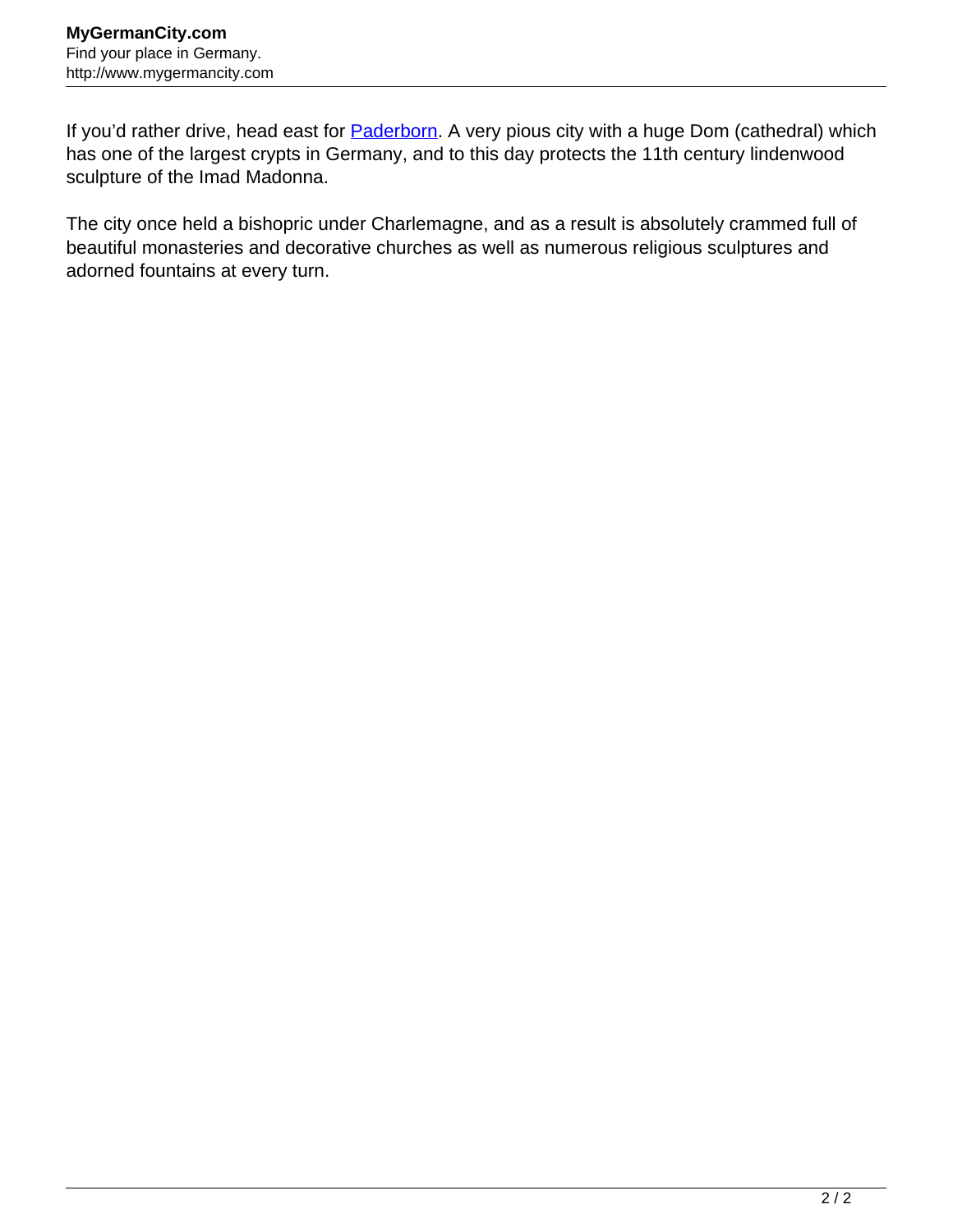If you'd rather drive, head east for [Paderborn](). A very pious city with a huge Dom (cathedral) which has one of the largest crypts in Germany, and to this day protects the 11th century lindenwood sculpture of the Imad Madonna.

The city once held a bishopric under Charlemagne, and as a result is absolutely crammed full of beautiful monasteries and decorative churches as well as numerous religious sculptures and adorned fountains at every turn.